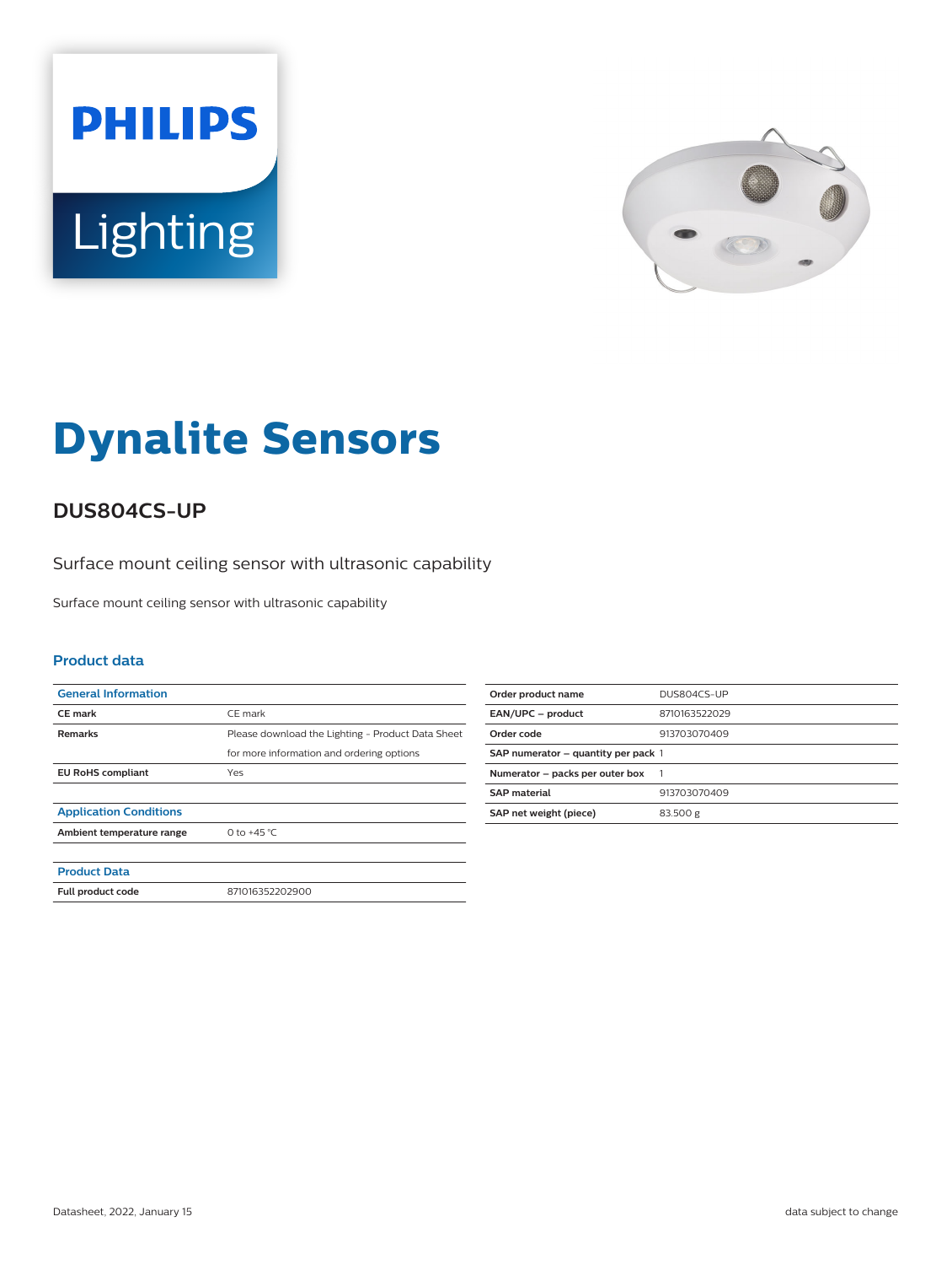PHILIPS

Lighting

# Dynalite Sensors

## DUS804CS-UP

Surface mount ceiling sensor with ultrasonic capability

Surface mount ceiling sensor with ultrasonic capability

### Product data

| General Information | |
|---|---|
| CE mark | CE mark |
| Remarks | Please download the Lighting - Product Data Sheet for more information and ordering options |
| EU RoHS compliant | Yes |

| Application Conditions | |
|---|---|
| Ambient temperature range | 0 to +45 °C |

| Product Data | |
|---|---|
| Full product code | 871016352202900 |

| | |
|---|---|
| Order product name | DUS804CS-UP |
| EAN/UPC – product | 8710163522029 |
| Order code | 913703070409 |
| SAP numerator – quantity per pack | 1 |
| Numerator – packs per outer box | 1 |
| SAP material | 913703070409 |
| SAP net weight (piece) | 83.500 g |

Datasheet, 2022, January 15

data subject to change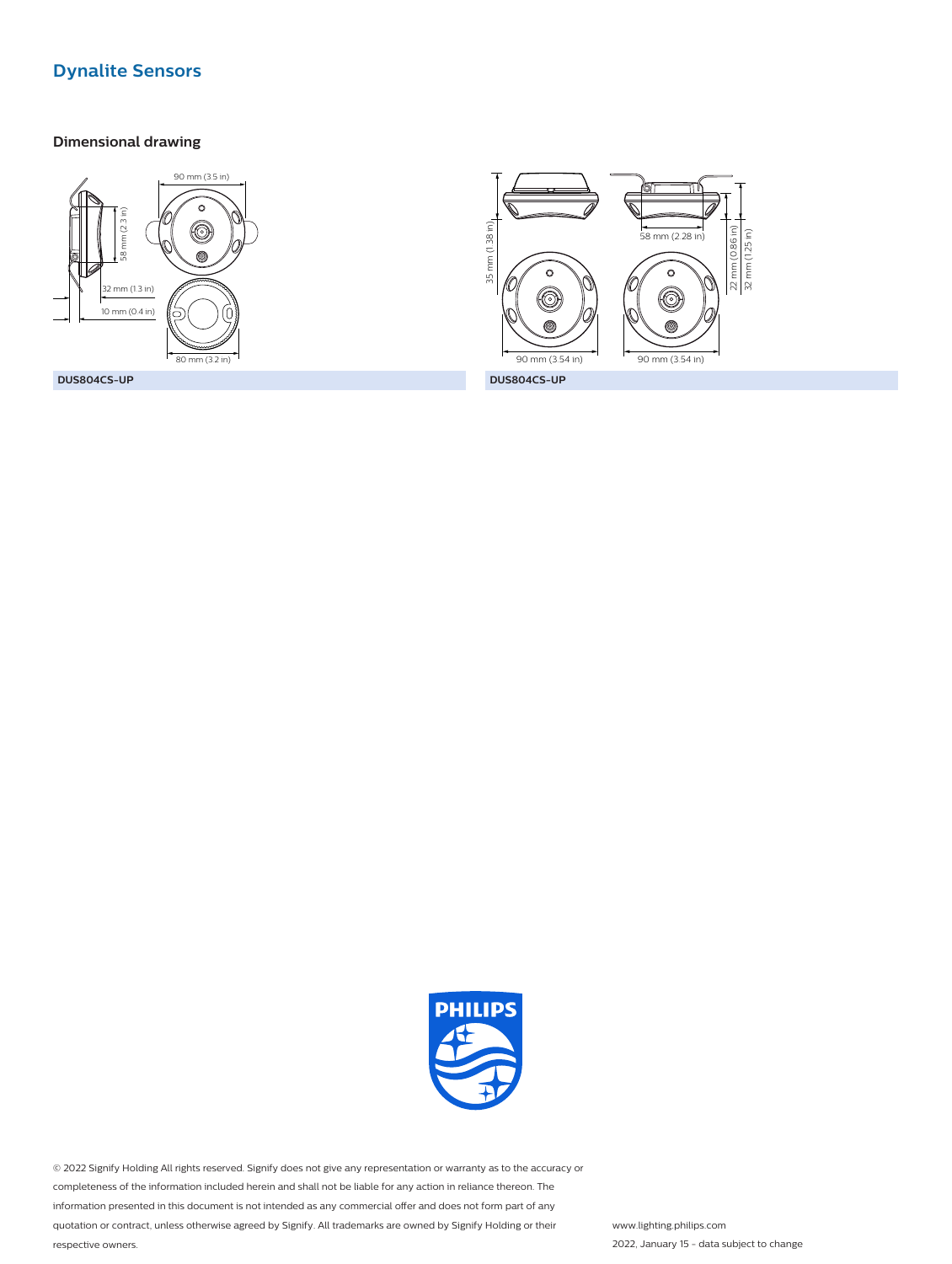## Dynalite Sensors

### Dimensional drawing

90 mm (3.5 in)
58 mm (2.3 in)
32 mm (1.3 in)
10 mm (0.4 in)
80 mm (3.2 in)

**DUS804CS-UP**

35 mm (1.38 in)
58 mm (2.28 in)
22 mm (0.86 in)
32 mm (1.25 in)
90 mm (3.54 in)
90 mm (3.54 in)

**DUS804CS-UP**

© 2022 Signify Holding All rights reserved. Signify does not give any representation or warranty as to the accuracy or completeness of the information included herein and shall not be liable for any action in reliance thereon. The information presented in this document is not intended as any commercial offer and does not form part of any quotation or contract, unless otherwise agreed by Signify. All trademarks are owned by Signify Holding or their respective owners.

www.lighting.philips.com

2022, January 15 - data subject to change